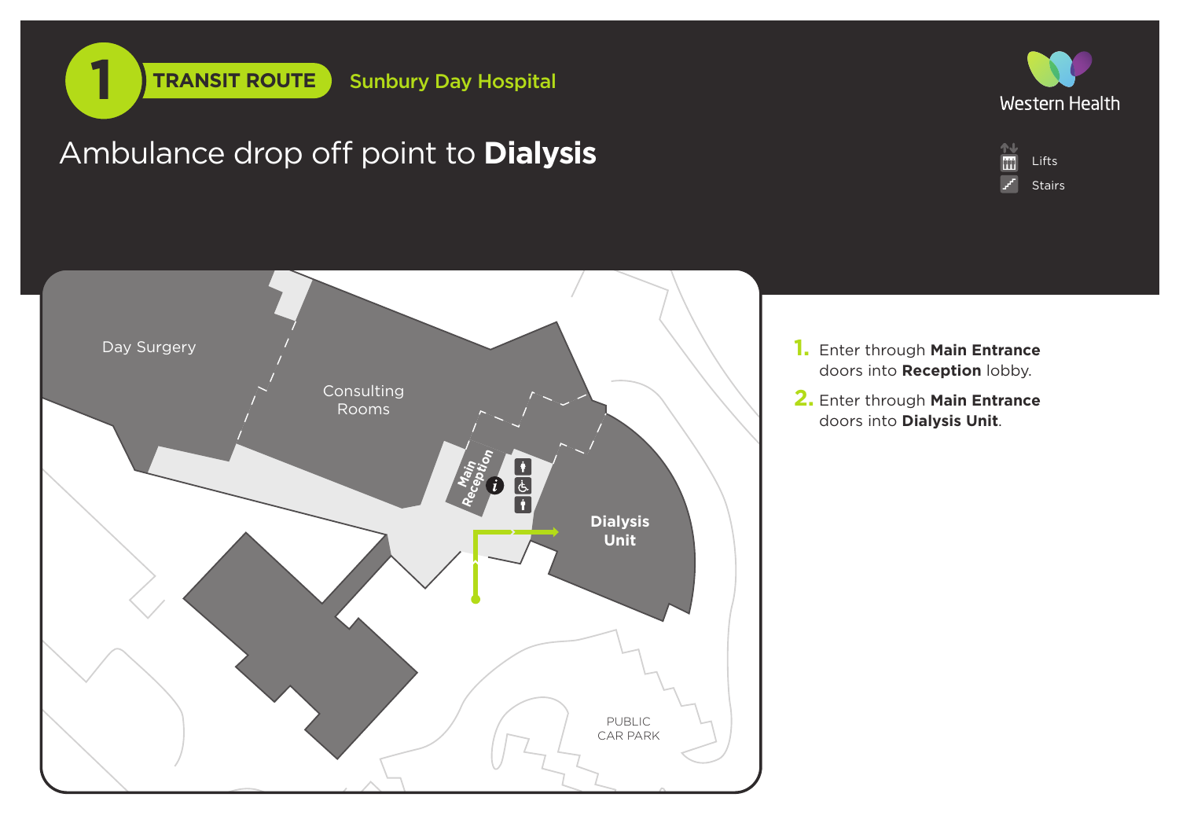# 1 TRANSIT ROUTE Sunbury Day Hospital

## Ambulance drop off point to **Dialysis**

Western Health

Lifts

Stairs

Day Surgery

Consulting Rooms

Main Reception

**Dialysis Unit**

PUBLIC CAR PARK

1. Enter through **Main Entrance** doors into **Reception** lobby.
2. Enter through **Main Entrance** doors into **Dialysis Unit**.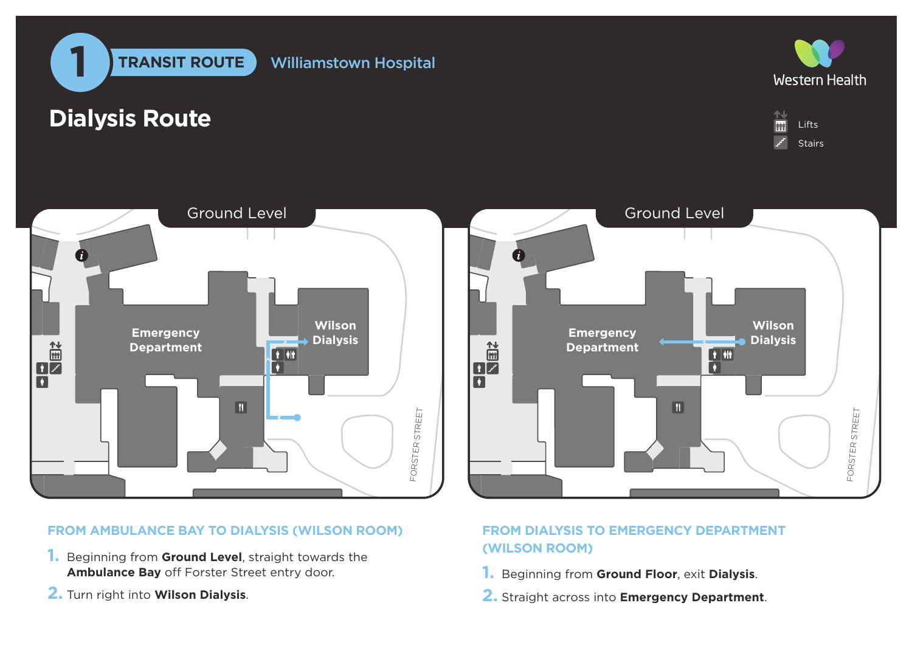# 1 TRANSIT ROUTE Williamstown Hospital

Western Health

## Dialysis Route

Lifts
Stairs

Ground Level

Emergency Department

Wilson Dialysis

FORSTER STREET

Ground Level

Emergency Department

Wilson Dialysis

FORSTER STREET

### FROM AMBULANCE BAY TO DIALYSIS (WILSON ROOM)

1. Beginning from **Ground Level**, straight towards the **Ambulance Bay** off Forster Street entry door.
2. Turn right into **Wilson Dialysis**.

### FROM DIALYSIS TO EMERGENCY DEPARTMENT (WILSON ROOM)

1. Beginning from **Ground Floor**, exit **Dialysis**.
2. Straight across into **Emergency Department**.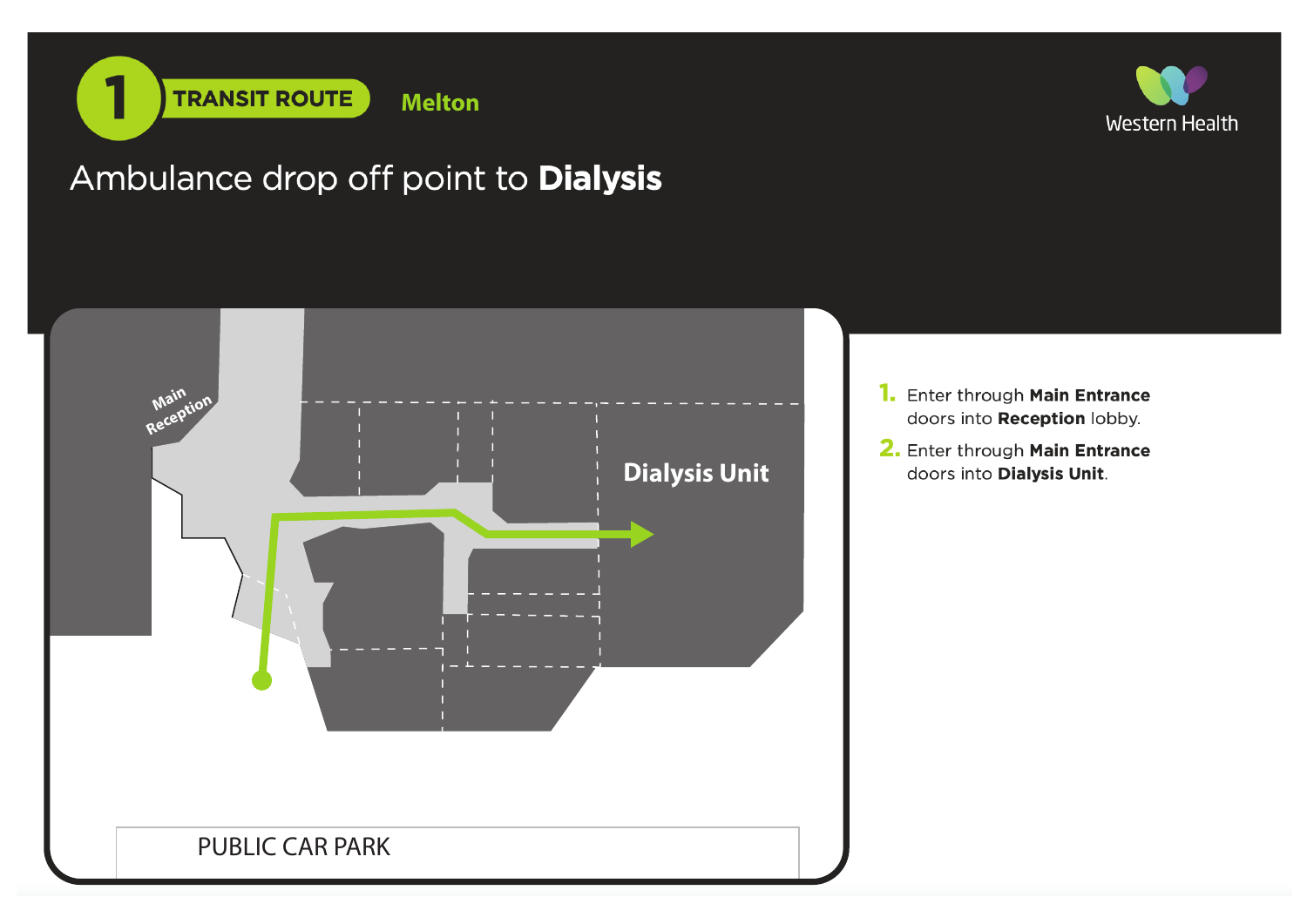**1 TRANSIT ROUTE** **Melton**

Western Health

# Ambulance drop off point to **Dialysis**

Main Reception

Dialysis Unit

PUBLIC CAR PARK

1. Enter through **Main Entrance** doors into **Reception** lobby.
2. Enter through **Main Entrance** doors into **Dialysis Unit**.